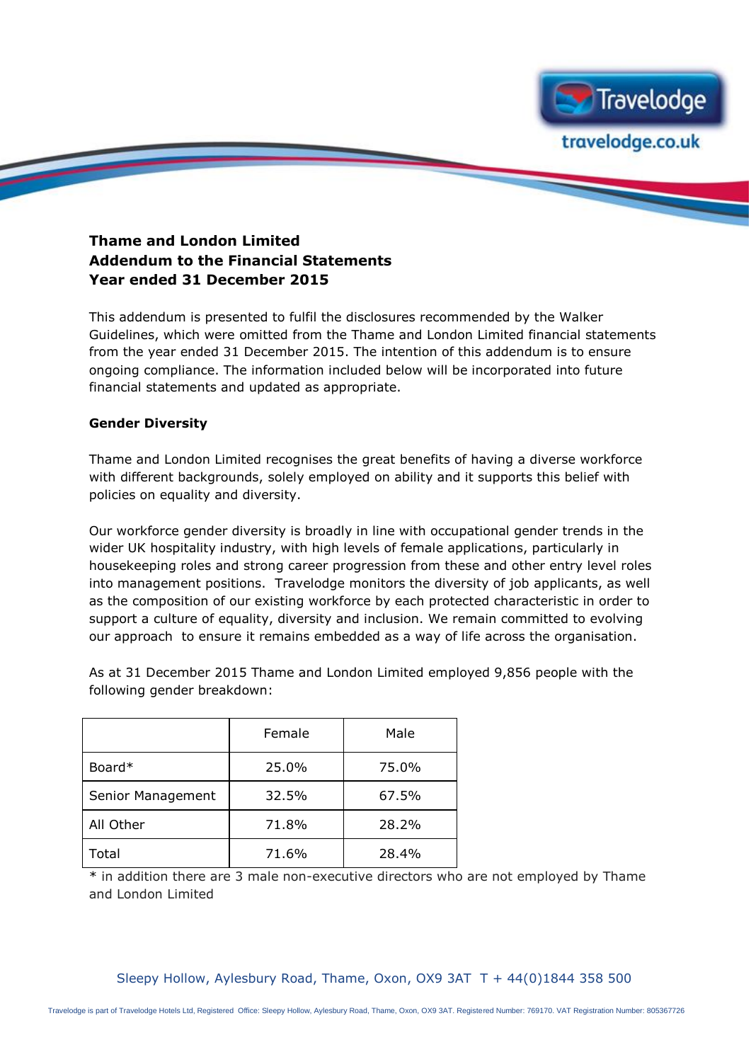Travelodge

travelodge.co.uk

**Thame and London Limited**
**Addendum to the Financial Statements**
**Year ended 31 December 2015**

This addendum is presented to fulfil the disclosures recommended by the Walker Guidelines, which were omitted from the Thame and London Limited financial statements from the year ended 31 December 2015. The intention of this addendum is to ensure ongoing compliance. The information included below will be incorporated into future financial statements and updated as appropriate.

**Gender Diversity**

Thame and London Limited recognises the great benefits of having a diverse workforce with different backgrounds, solely employed on ability and it supports this belief with policies on equality and diversity.

Our workforce gender diversity is broadly in line with occupational gender trends in the wider UK hospitality industry, with high levels of female applications, particularly in housekeeping roles and strong career progression from these and other entry level roles into management positions. Travelodge monitors the diversity of job applicants, as well as the composition of our existing workforce by each protected characteristic in order to support a culture of equality, diversity and inclusion. We remain committed to evolving our approach to ensure it remains embedded as a way of life across the organisation.

As at 31 December 2015 Thame and London Limited employed 9,856 people with the following gender breakdown:

| | Female | Male |
|---|---|---|
| Board* | 25.0% | 75.0% |
| Senior Management | 32.5% | 67.5% |
| All Other | 71.8% | 28.2% |
| Total | 71.6% | 28.4% |

* in addition there are 3 male non-executive directors who are not employed by Thame and London Limited

Sleepy Hollow, Aylesbury Road, Thame, Oxon, OX9 3AT T + 44(0)1844 358 500

Travelodge is part of Travelodge Hotels Ltd, Registered Office: Sleepy Hollow, Aylesbury Road, Thame, Oxon, OX9 3AT. Registered Number: 769170. VAT Registration Number: 805367726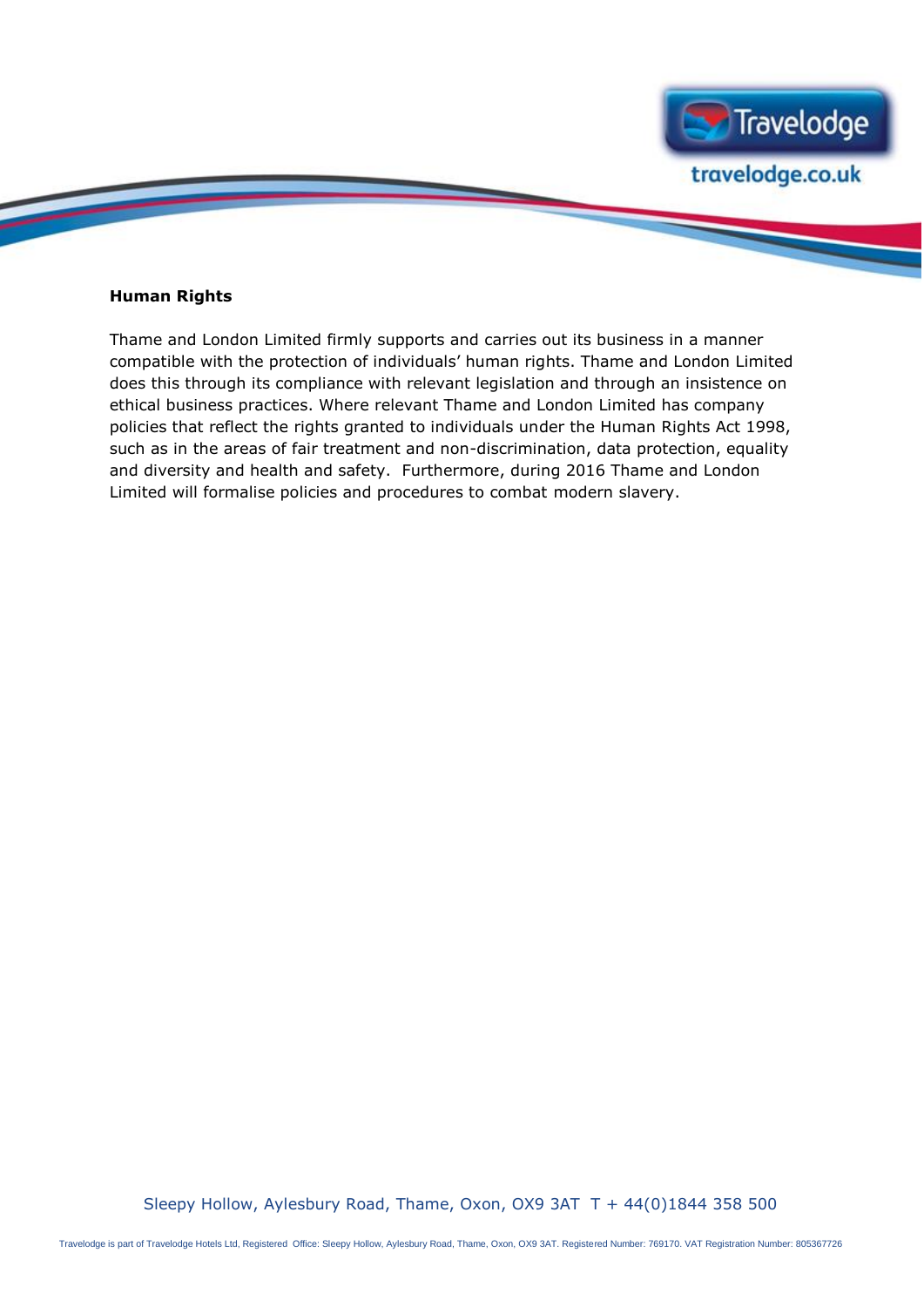## Human Rights

Thame and London Limited firmly supports and carries out its business in a manner compatible with the protection of individuals' human rights. Thame and London Limited does this through its compliance with relevant legislation and through an insistence on ethical business practices. Where relevant Thame and London Limited has company policies that reflect the rights granted to individuals under the Human Rights Act 1998, such as in the areas of fair treatment and non-discrimination, data protection, equality and diversity and health and safety. Furthermore, during 2016 Thame and London Limited will formalise policies and procedures to combat modern slavery.